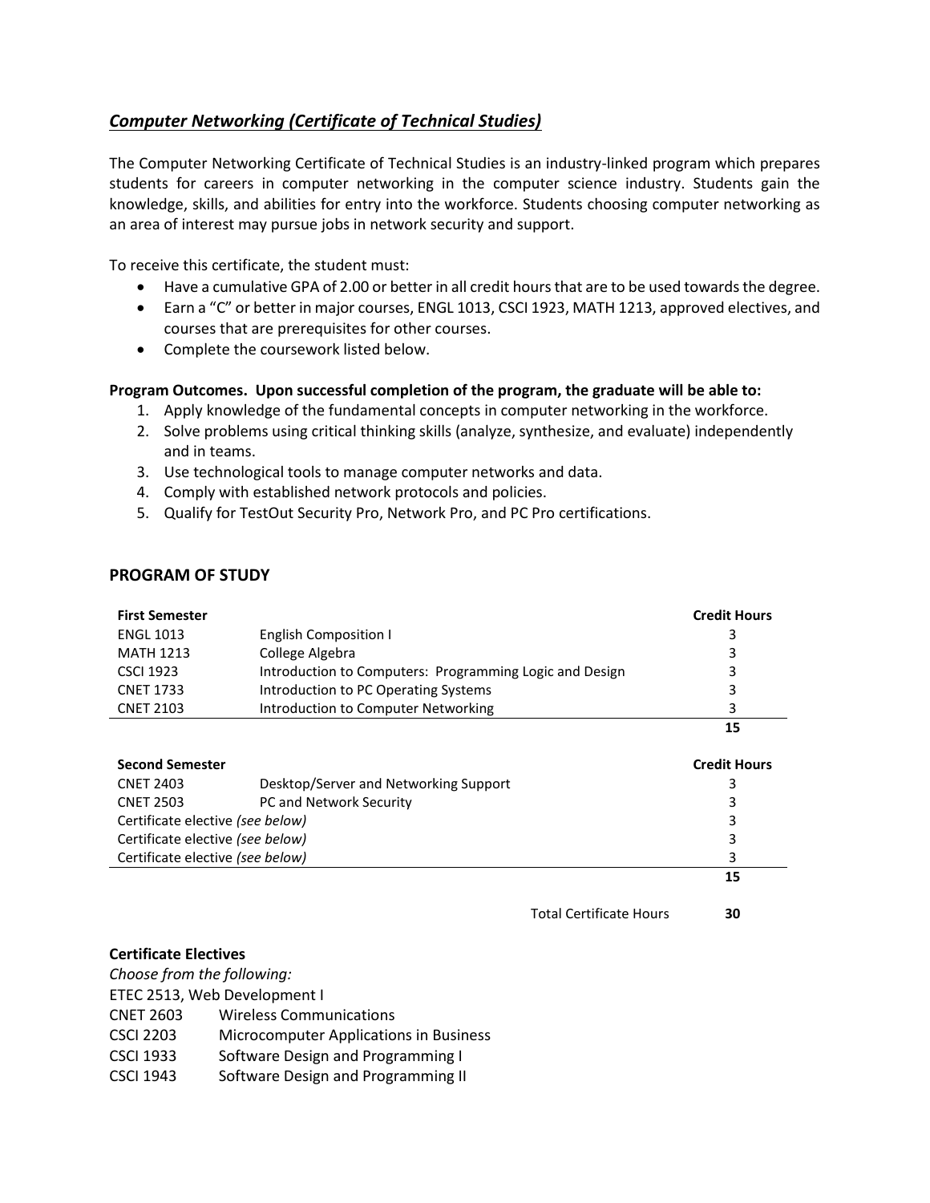## *Computer Networking (Certificate of Technical Studies)*

The Computer Networking Certificate of Technical Studies is an industry-linked program which prepares students for careers in computer networking in the computer science industry. Students gain the knowledge, skills, and abilities for entry into the workforce. Students choosing computer networking as an area of interest may pursue jobs in network security and support.

To receive this certificate, the student must:

- Have a cumulative GPA of 2.00 or better in all credit hours that are to be used towards the degree.
- Earn a "C" or better in major courses, ENGL 1013, CSCI 1923, MATH 1213, approved electives, and courses that are prerequisites for other courses.
- Complete the coursework listed below.

**Program Outcomes. Upon successful completion of the program, the graduate will be able to:**

1. Apply knowledge of the fundamental concepts in computer networking in the workforce.
2. Solve problems using critical thinking skills (analyze, synthesize, and evaluate) independently and in teams.
3. Use technological tools to manage computer networks and data.
4. Comply with established network protocols and policies.
5. Qualify for TestOut Security Pro, Network Pro, and PC Pro certifications.

### PROGRAM OF STUDY

| **First Semester** | | **Credit Hours** |
|---|---|---|
| ENGL 1013 | English Composition I | 3 |
| MATH 1213 | College Algebra | 3 |
| CSCI 1923 | Introduction to Computers: Programming Logic and Design | 3 |
| CNET 1733 | Introduction to PC Operating Systems | 3 |
| CNET 2103 | Introduction to Computer Networking | 3 |
| | | **15** |

| **Second Semester** | | **Credit Hours** |
|---|---|---|
| CNET 2403 | Desktop/Server and Networking Support | 3 |
| CNET 2503 | PC and Network Security | 3 |
| Certificate elective *(see below)* | | 3 |
| Certificate elective *(see below)* | | 3 |
| Certificate elective *(see below)* | | 3 |
| | | **15** |

Total Certificate Hours **30**

**Certificate Electives**

*Choose from the following:*

ETEC 2513, Web Development I

| | |
|---|---|
| CNET 2603 | Wireless Communications |
| CSCI 2203 | Microcomputer Applications in Business |
| CSCI 1933 | Software Design and Programming I |
| CSCI 1943 | Software Design and Programming II |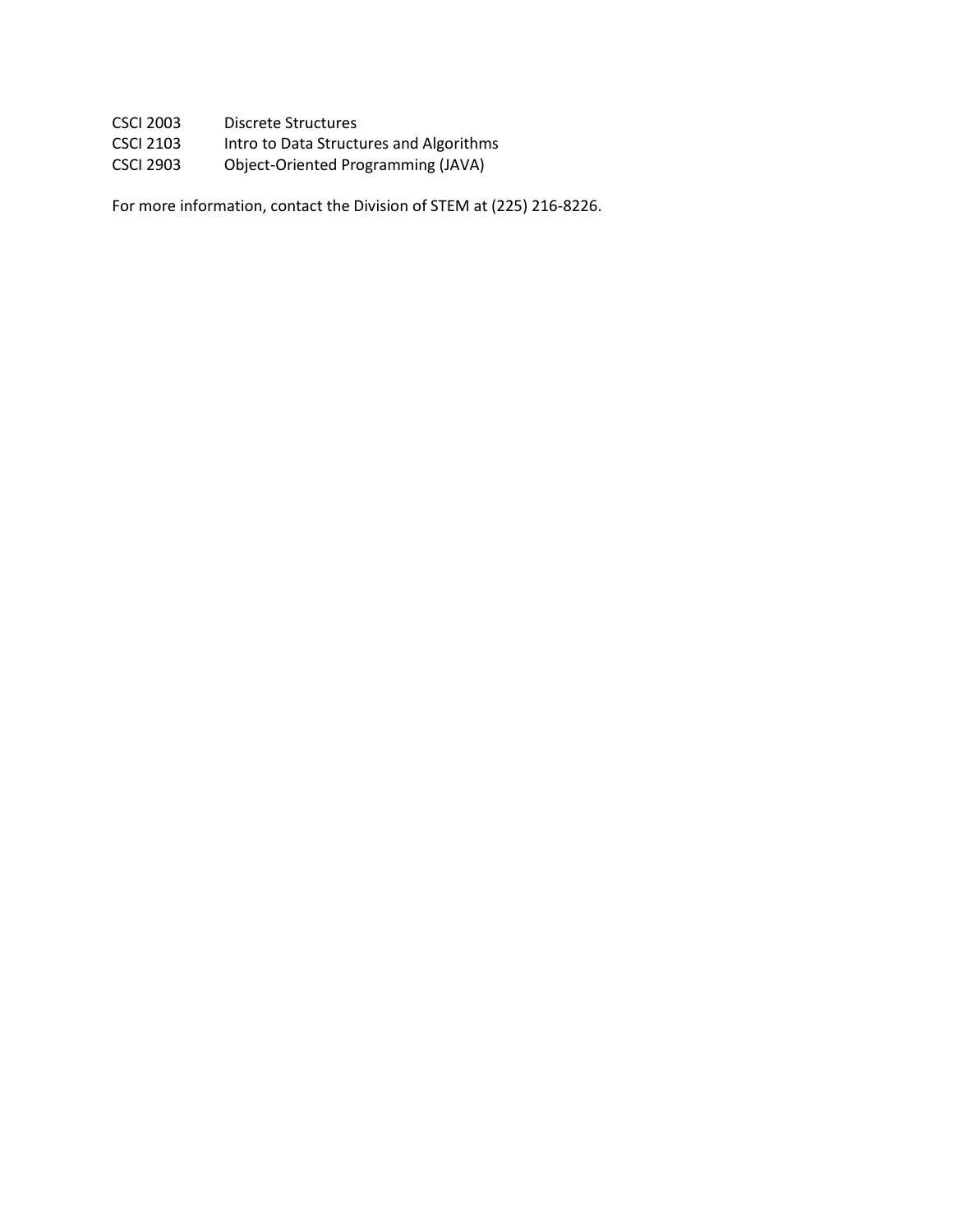| | |
|---|---|
| CSCI 2003 | Discrete Structures |
| CSCI 2103 | Intro to Data Structures and Algorithms |
| CSCI 2903 | Object-Oriented Programming (JAVA) |

For more information, contact the Division of STEM at (225) 216-8226.